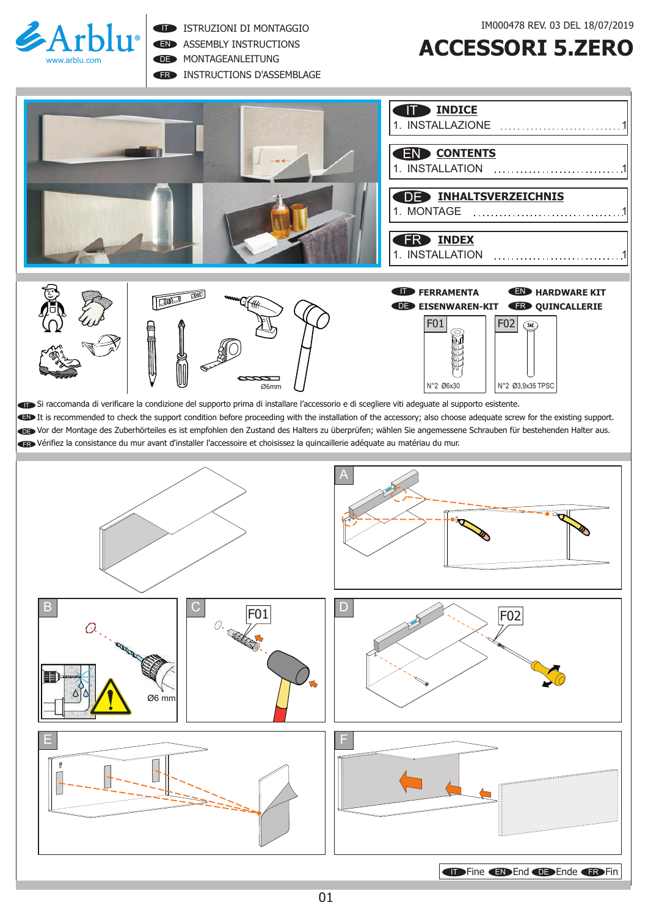IT ISTRUZIONI DI MONTAGGIO
EN ASSEMBLY INSTRUCTIONS
DE MONTAGEANLEITUNG
FR INSTRUCTIONS D'ASSEMBLAGE

IM000478 REV. 03 DEL 18/07/2019

# ACCESSORI 5.ZERO

**IT INDICE**
1. INSTALLAZIONE ..................... 1

**EN CONTENTS**
1. INSTALLATION ..................... 1

**DE INHALTSVERZEICHNIS**
1. MONTAGE ..................... 1

**FR INDEX**
1. INSTALLATION ..................... 1

**IT FERRAMENTA** **EN HARDWARE KIT**
**DE EISENWAREN-KIT** **FR QUINCALLERIE**

| F01 | F02 |
|---|---|
| N°2 Ø6x30 | N°2 Ø3,9x35 TPSC |

Ø6mm

IT Si raccomanda di verificare la condizione del supporto prima di installare l'accessorio e di scegliere viti adeguate al supporto esistente.
EN It is recommended to check the support condition before proceeding with the installation of the accessory; also choose adequate screw for the existing support.
DE Vor der Montage des Zuberhörteiles es ist empfohlen den Zustand des Halters zu überprüfen; wählen Sie angemessene Schrauben für bestehenden Halter aus.
FR Vérifiez la consistance du mur avant d'installer l'accessoire et choisissez la quincaillerie adéquate au matériau du mur.

A

B — Ø6 mm

C — F01

D — F02

E

F

IT Fine EN End DE Ende FR Fin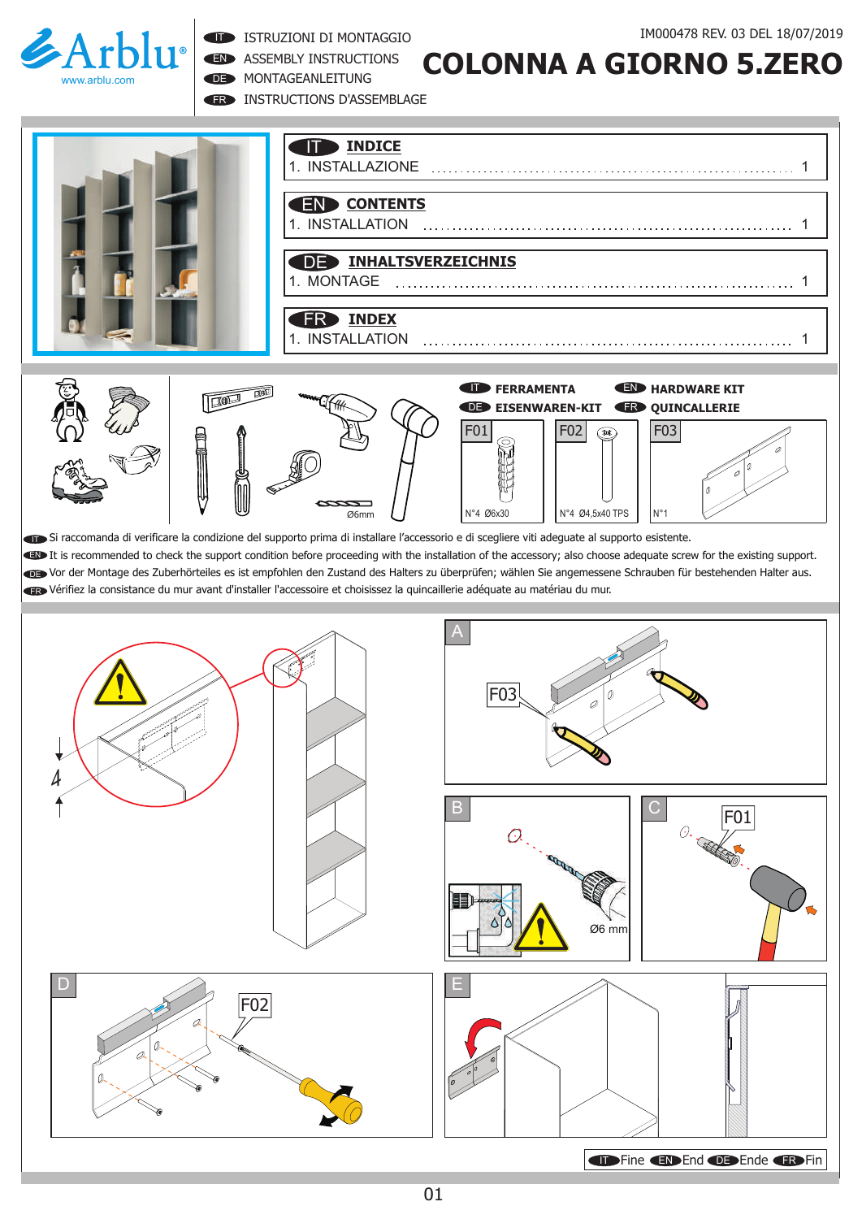IT ISTRUZIONI DI MONTAGGIO
EN ASSEMBLY INSTRUCTIONS
DE MONTAGEANLEITUNG
FR INSTRUCTIONS D'ASSEMBLAGE

IM000478 REV. 03 DEL 18/07/2019

# COLONNA A GIORNO 5.ZERO

## IT INDICE
1. INSTALLAZIONE ........ 1

## EN CONTENTS
1. INSTALLATION ........ 1

## DE INHALTSVERZEICHNIS
1. MONTAGE ........ 1

## FR INDEX
1. INSTALLATION ........ 1

IT FERRAMENTA / EN HARDWARE KIT / DE EISENWAREN-KIT / FR QUINCALLERIE

| F01 | F02 | F03 |
|---|---|---|
| N°4 Ø6x30 | N°4 Ø4,5x40 TPS | N°1 |

Ø6mm

IT Si raccomanda di verificare la condizione del supporto prima di installare l'accessorio e di scegliere viti adeguate al supporto esistente.
EN It is recommended to check the support condition before proceeding with the installation of the accessory; also choose adequate screw for the existing support.
DE Vor der Montage des Zuberhörteiles es ist empfohlen den Zustand des Halters zu überprüfen; wählen Sie angemessene Schrauben für bestehenden Halter aus.
FR Vérifiez la consistance du mur avant d'installer l'accessoire et choisissez la quincaillerie adéquate au matériau du mur.

4

A F03

B Ø6 mm

C F01

D F02

E

IT Fine EN End DE Ende FR Fin